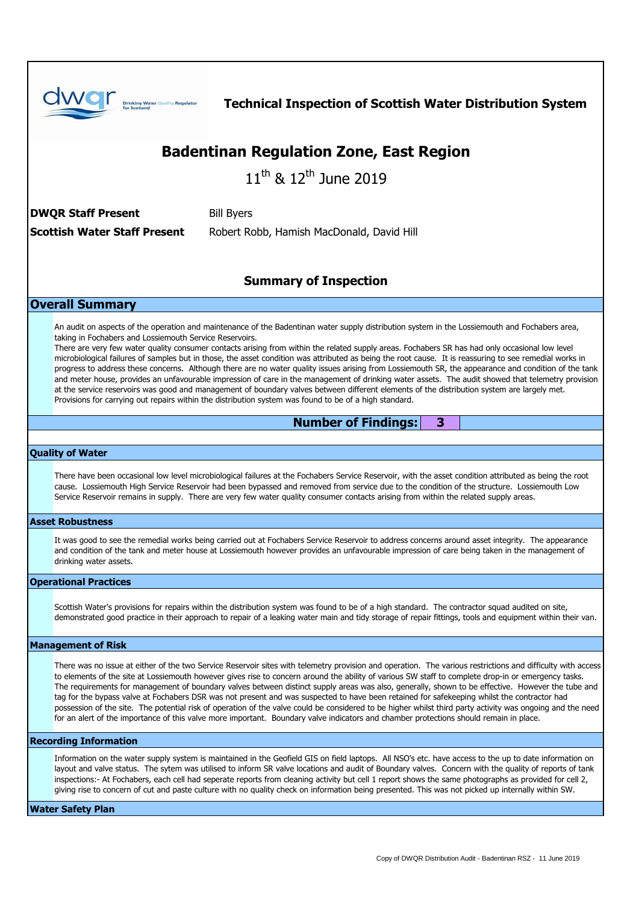# Technical Inspection of Scottish Water Distribution System

## Badentinan Regulation Zone, East Region

11th & 12th June 2019

**DWQR Staff Present** Bill Byers

**Scottish Water Staff Present** Robert Robb, Hamish MacDonald, David Hill

### Summary of Inspection

## Overall Summary

An audit on aspects of the operation and maintenance of the Badentinan water supply distribution system in the Lossiemouth and Fochabers area, taking in Fochabers and Lossiemouth Service Reservoirs.
There are very few water quality consumer contacts arising from within the related supply areas. Fochabers SR has had only occasional low level microbiological failures of samples but in those, the asset condition was attributed as being the root cause. It is reassuring to see remedial works in progress to address these concerns. Although there are no water quality issues arising from Lossiemouth SR, the appearance and condition of the tank and meter house, provides an unfavourable impression of care in the management of drinking water assets. The audit showed that telemetry provision at the service reservoirs was good and management of boundary valves between different elements of the distribution system are largely met. Provisions for carrying out repairs within the distribution system was found to be of a high standard.

**Number of Findings: 3**

### Quality of Water

There have been occasional low level microbiological failures at the Fochabers Service Reservoir, with the asset condition attributed as being the root cause. Lossiemouth High Service Reservoir had been bypassed and removed from service due to the condition of the structure. Lossiemouth Low Service Reservoir remains in supply. There are very few water quality consumer contacts arising from within the related supply areas.

### Asset Robustness

It was good to see the remedial works being carried out at Fochabers Service Reservoir to address concerns around asset integrity. The appearance and condition of the tank and meter house at Lossiemouth however provides an unfavourable impression of care being taken in the management of drinking water assets.

### Operational Practices

Scottish Water's provisions for repairs within the distribution system was found to be of a high standard. The contractor squad audited on site, demonstrated good practice in their approach to repair of a leaking water main and tidy storage of repair fittings, tools and equipment within their van.

### Management of Risk

There was no issue at either of the two Service Reservoir sites with telemetry provision and operation. The various restrictions and difficulty with access to elements of the site at Lossiemouth however gives rise to concern around the ability of various SW staff to complete drop-in or emergency tasks. The requirements for management of boundary valves between distinct supply areas was also, generally, shown to be effective. However the tube and tag for the bypass valve at Fochabers DSR was not present and was suspected to have been retained for safekeeping whilst the contractor had possession of the site. The potential risk of operation of the valve could be considered to be higher whilst third party activity was ongoing and the need for an alert of the importance of this valve more important. Boundary valve indicators and chamber protections should remain in place.

### Recording Information

Information on the water supply system is maintained in the Geofield GIS on field laptops. All NSO's etc. have access to the up to date information on layout and valve status. The sytem was utilised to inform SR valve locations and audit of Boundary valves. Concern with the quality of reports of tank inspections:- At Fochabers, each cell had seperate reports from cleaning activity but cell 1 report shows the same photographs as provided for cell 2, giving rise to concern of cut and paste culture with no quality check on information being presented. This was not picked up internally within SW.

### Water Safety Plan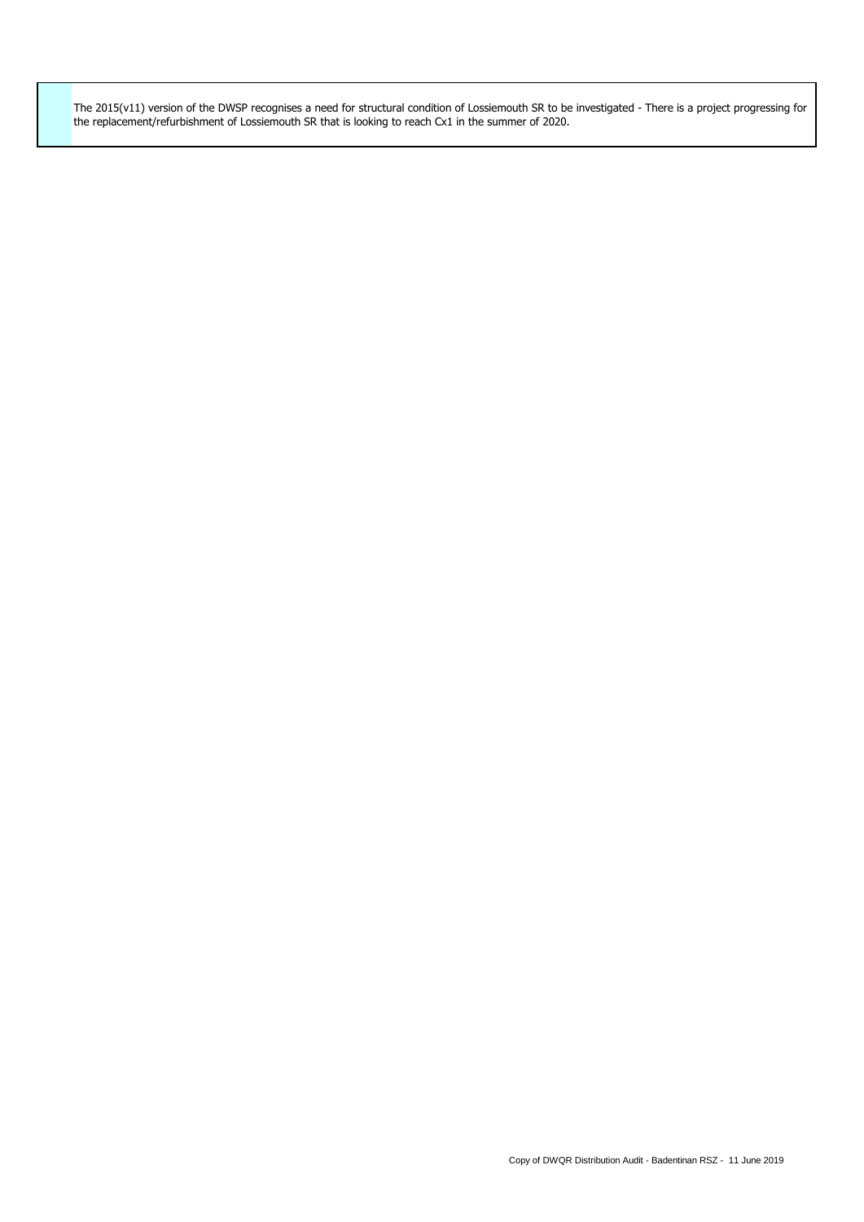The 2015(v11) version of the DWSP recognises a need for structural condition of Lossiemouth SR to be investigated - There is a project progressing for the replacement/refurbishment of Lossiemouth SR that is looking to reach Cx1 in the summer of 2020.